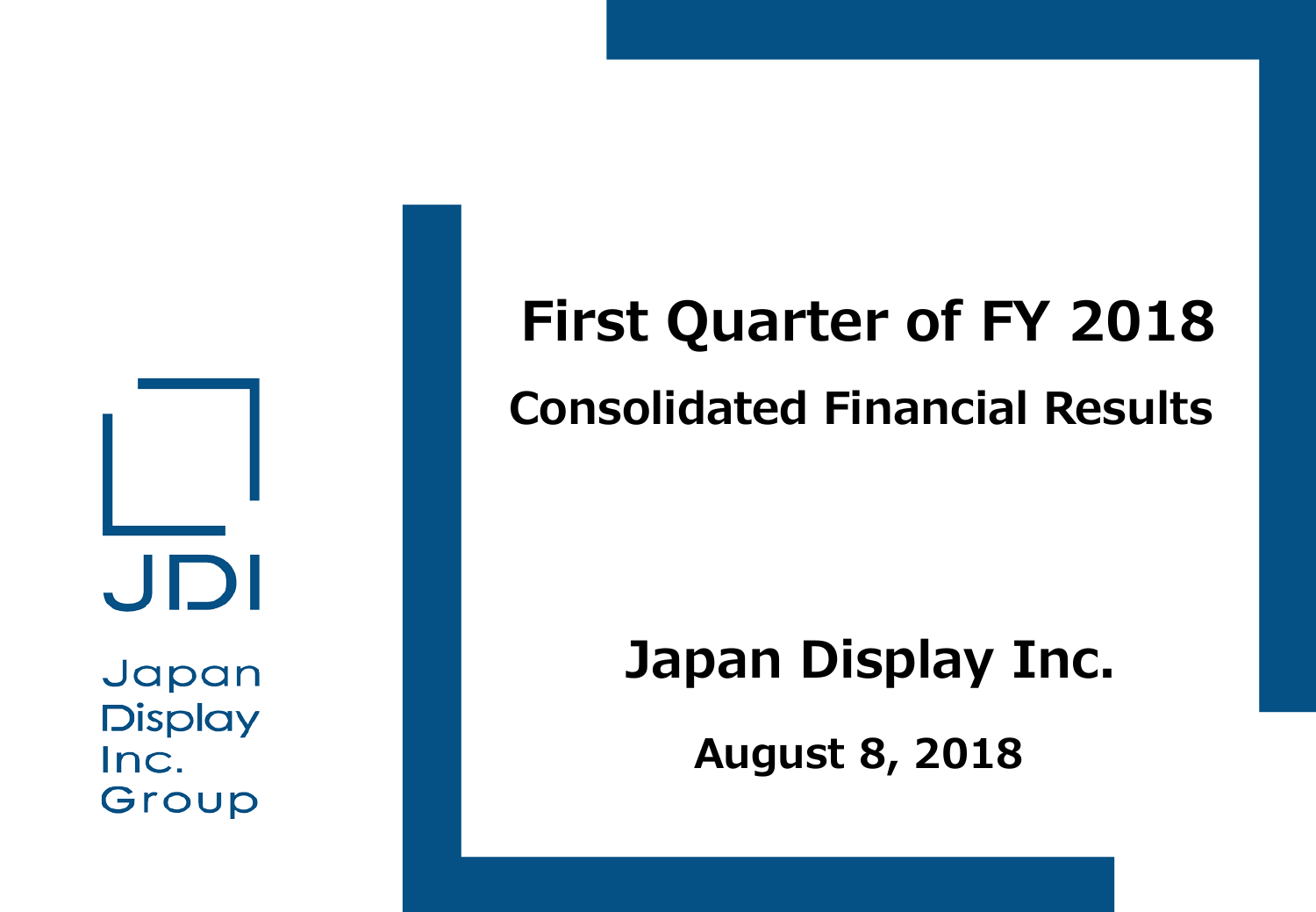JDI

Japan Display Inc. Group

# First Quarter of FY 2018

## Consolidated Financial Results

**Japan Display Inc.**

**August 8, 2018**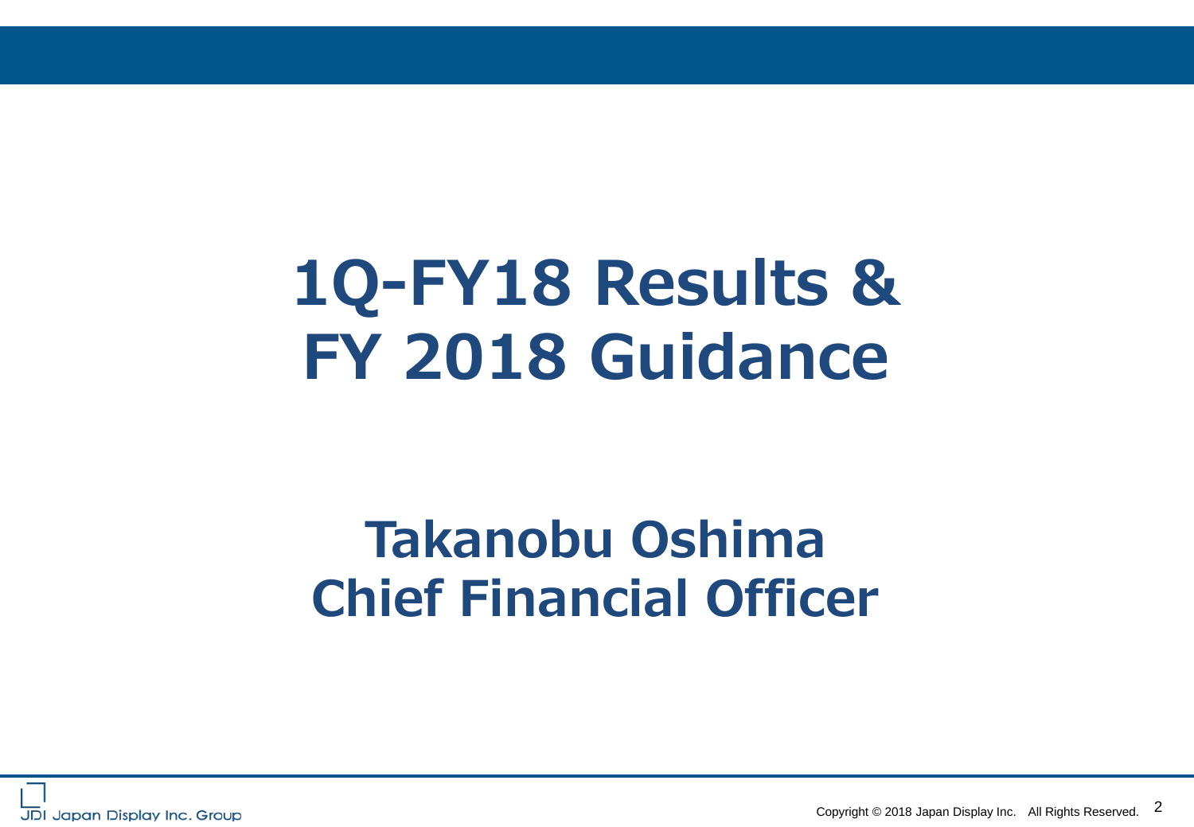# 1Q-FY18 Results & FY 2018 Guidance

## Takanobu Oshima
## Chief Financial Officer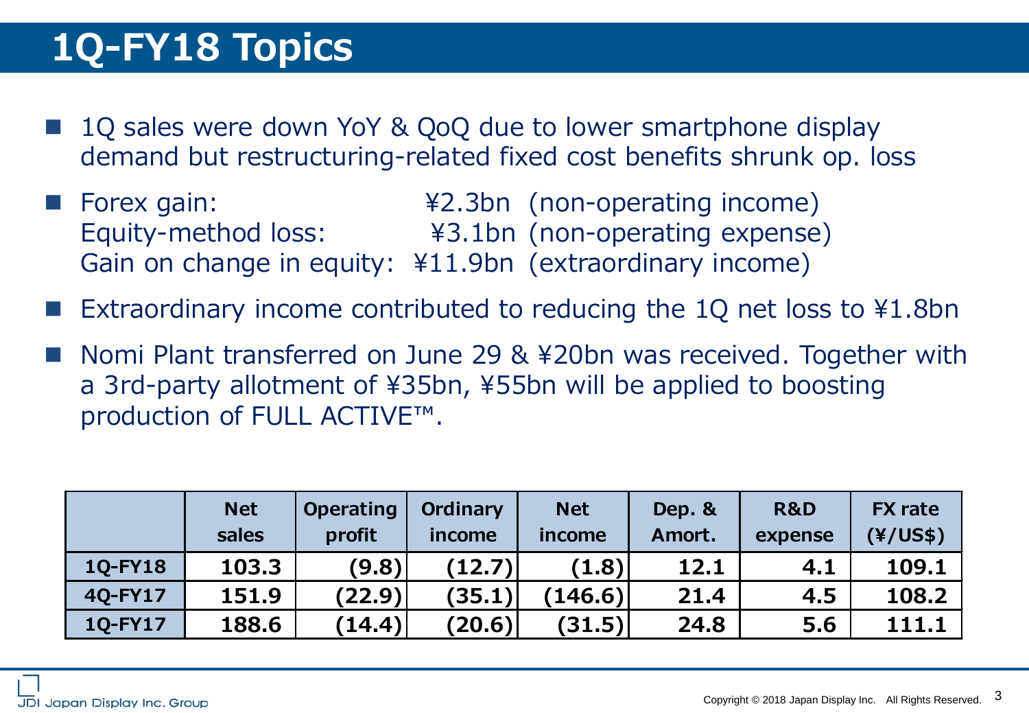# 1Q-FY18 Topics

- 1Q sales were down YoY & QoQ due to lower smartphone display demand but restructuring-related fixed cost benefits shrunk op. loss
- Forex gain: ¥2.3bn (non-operating income)
  Equity-method loss: ¥3.1bn (non-operating expense)
  Gain on change in equity: ¥11.9bn (extraordinary income)
- Extraordinary income contributed to reducing the 1Q net loss to ¥1.8bn
- Nomi Plant transferred on June 29 & ¥20bn was received. Together with a 3rd-party allotment of ¥35bn, ¥55bn will be applied to boosting production of FULL ACTIVE™.

| | Net sales | Operating profit | Ordinary income | Net income | Dep. & Amort. | R&D expense | FX rate (¥/US$) |
|---|---|---|---|---|---|---|---|
| 1Q-FY18 | 103.3 | (9.8) | (12.7) | (1.8) | 12.1 | 4.1 | 109.1 |
| 4Q-FY17 | 151.9 | (22.9) | (35.1) | (146.6) | 21.4 | 4.5 | 108.2 |
| 1Q-FY17 | 188.6 | (14.4) | (20.6) | (31.5) | 24.8 | 5.6 | 111.1 |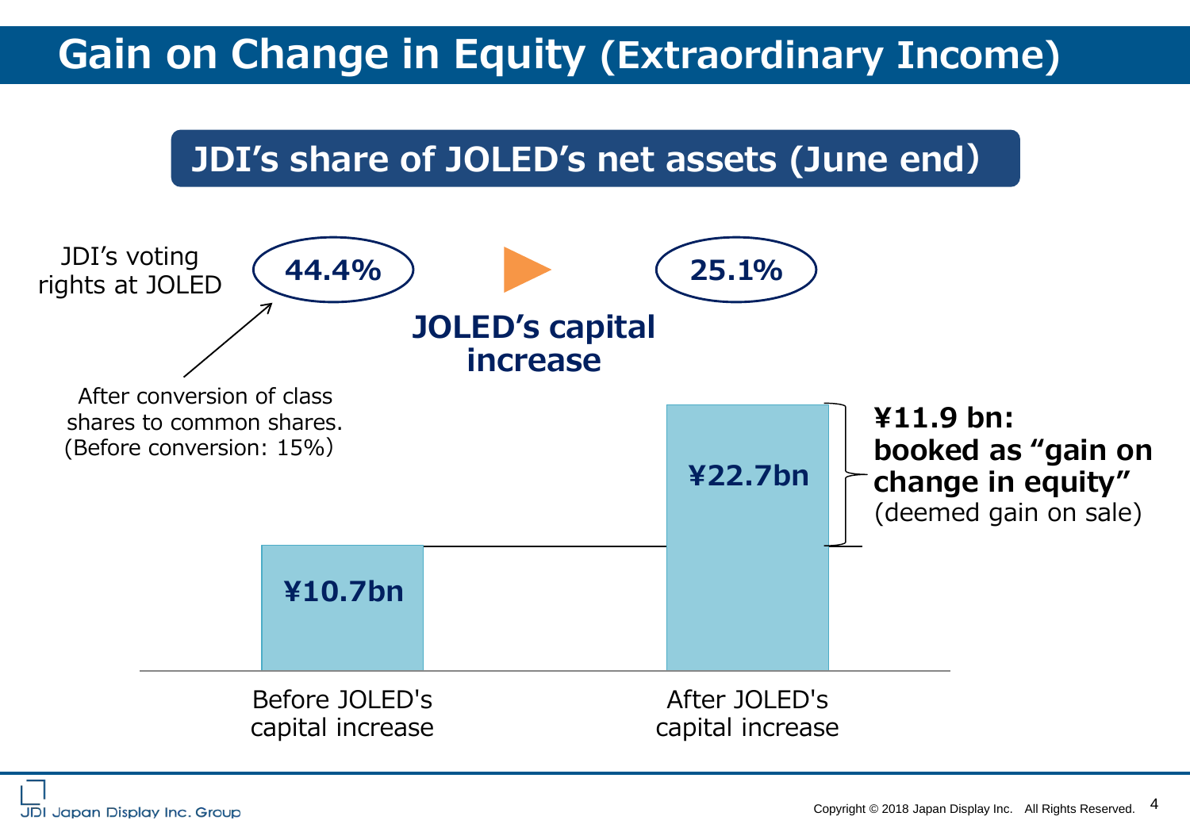# Gain on Change in Equity (Extraordinary Income)

## JDI's share of JOLED's net assets (June end)

JDI's voting rights at JOLED

**44.4%** ▶ **25.1%**

After conversion of class shares to common shares. (Before conversion: 15%)

**JOLED's capital increase**

| | Before JOLED's capital increase | After JOLED's capital increase |
|---|---|---|
| JDI's share of JOLED's net assets | ¥10.7bn | ¥22.7bn |

**¥11.9 bn: booked as "gain on change in equity"** (deemed gain on sale)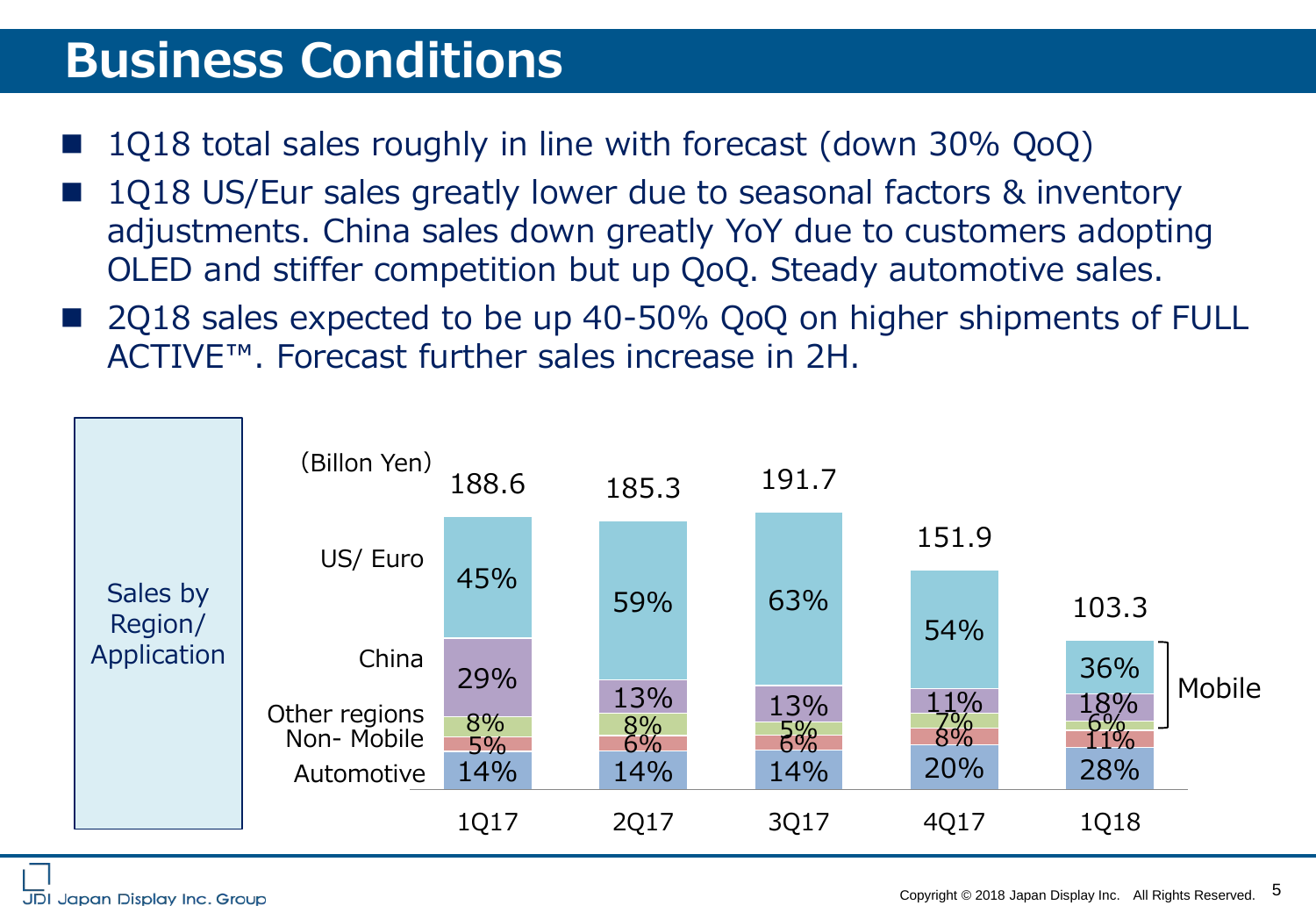# Business Conditions

- 1Q18 total sales roughly in line with forecast (down 30% QoQ)
- 1Q18 US/Eur sales greatly lower due to seasonal factors & inventory adjustments. China sales down greatly YoY due to customers adopting OLED and stiffer competition but up QoQ. Steady automotive sales.
- 2Q18 sales expected to be up 40-50% QoQ on higher shipments of FULL ACTIVE™. Forecast further sales increase in 2H.

Sales by Region/ Application

(Billon Yen)

| | 1Q17 | 2Q17 | 3Q17 | 4Q17 | 1Q18 |
|---|---|---|---|---|---|
| Total | 188.6 | 185.3 | 191.7 | 151.9 | 103.3 |
| US/ Euro | 45% | 59% | 63% | 54% | 36% |
| China | 29% | 13% | 13% | 11% | 18% |
| Other regions | 8% | 8% | 5% | 7% | 6% |
| Non- Mobile | 5% | 6% | 6% | 8% | 11% |
| Automotive | 14% | 14% | 14% | 20% | 28% |

Mobile: US/ Euro, China, Other regions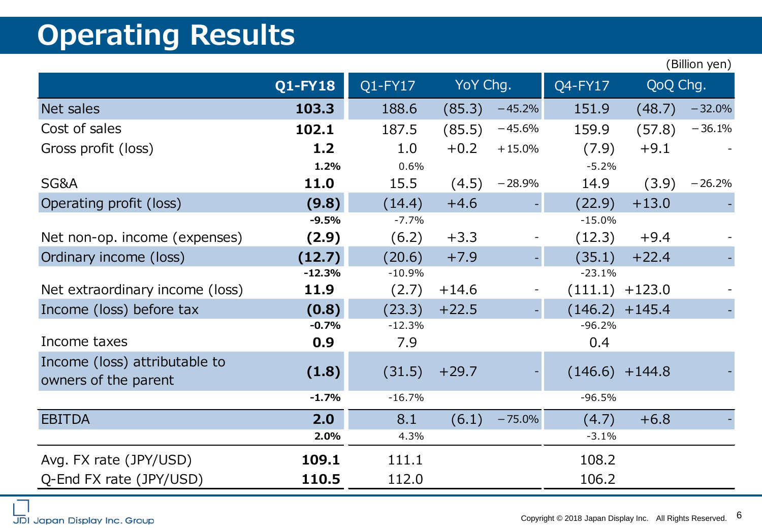# Operating Results

(Billion yen)

| | Q1-FY18 | Q1-FY17 | YoY Chg. | | Q4-FY17 | QoQ Chg. | |
|---|---|---|---|---|---|---|---|
| Net sales | **103.3** | 188.6 | (85.3) | −45.2% | 151.9 | (48.7) | −32.0% |
| Cost of sales | **102.1** | 187.5 | (85.5) | −45.6% | 159.9 | (57.8) | −36.1% |
| Gross profit (loss) | **1.2** | 1.0 | +0.2 | +15.0% | (7.9) | +9.1 | - |
| | **1.2%** | 0.6% | | | -5.2% | | |
| SG&A | **11.0** | 15.5 | (4.5) | −28.9% | 14.9 | (3.9) | −26.2% |
| Operating profit (loss) | **(9.8)** | (14.4) | +4.6 | - | (22.9) | +13.0 | - |
| | **-9.5%** | -7.7% | | | -15.0% | | |
| Net non-op. income (expenses) | **(2.9)** | (6.2) | +3.3 | - | (12.3) | +9.4 | - |
| Ordinary income (loss) | **(12.7)** | (20.6) | +7.9 | - | (35.1) | +22.4 | - |
| | **-12.3%** | -10.9% | | | -23.1% | | |
| Net extraordinary income (loss) | **11.9** | (2.7) | +14.6 | - | (111.1) | +123.0 | - |
| Income (loss) before tax | **(0.8)** | (23.3) | +22.5 | - | (146.2) | +145.4 | - |
| | **-0.7%** | -12.3% | | | -96.2% | | |
| Income taxes | **0.9** | 7.9 | | | 0.4 | | |
| Income (loss) attributable to owners of the parent | **(1.8)** | (31.5) | +29.7 | - | (146.6) | +144.8 | - |
| | **-1.7%** | -16.7% | | | -96.5% | | |
| EBITDA | **2.0** | 8.1 | (6.1) | −75.0% | (4.7) | +6.8 | - |
| | **2.0%** | 4.3% | | | -3.1% | | |
| Avg. FX rate (JPY/USD) | **109.1** | 111.1 | | | 108.2 | | |
| Q-End FX rate (JPY/USD) | **110.5** | 112.0 | | | 106.2 | | |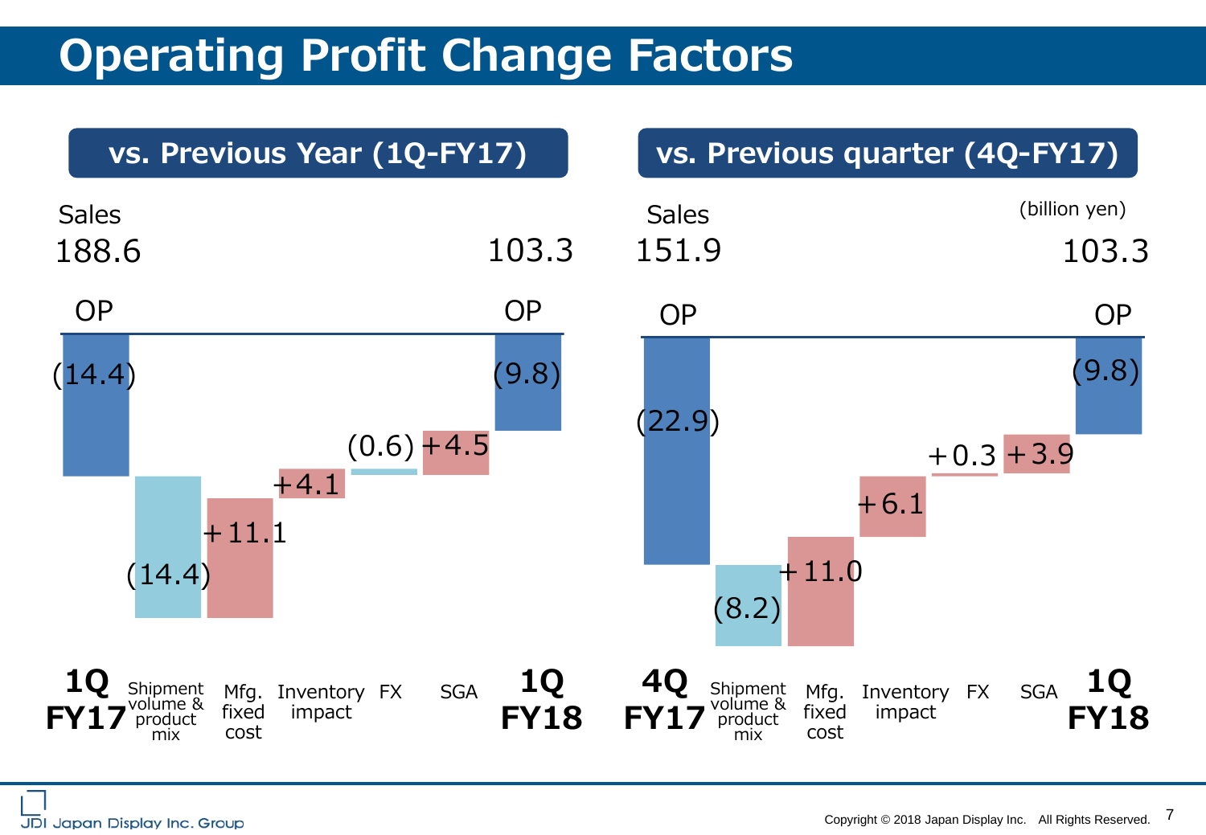# Operating Profit Change Factors

(billion yen)

## vs. Previous Year (1Q-FY17)

| | 1Q FY17 | Shipment volume & product mix | Mfg. fixed cost | Inventory impact | FX | SGA | 1Q FY18 |
|---|---|---|---|---|---|---|---|
| Sales | 188.6 | | | | | | 103.3 |
| OP | (14.4) | (14.4) | +11.1 | +4.1 | (0.6) | +4.5 | (9.8) |

## vs. Previous quarter (4Q-FY17)

| | 4Q FY17 | Shipment volume & product mix | Mfg. fixed cost | Inventory impact | FX | SGA | 1Q FY18 |
|---|---|---|---|---|---|---|---|
| Sales | 151.9 | | | | | | 103.3 |
| OP | (22.9) | (8.2) | +11.0 | +6.1 | +0.3 | +3.9 | (9.8) |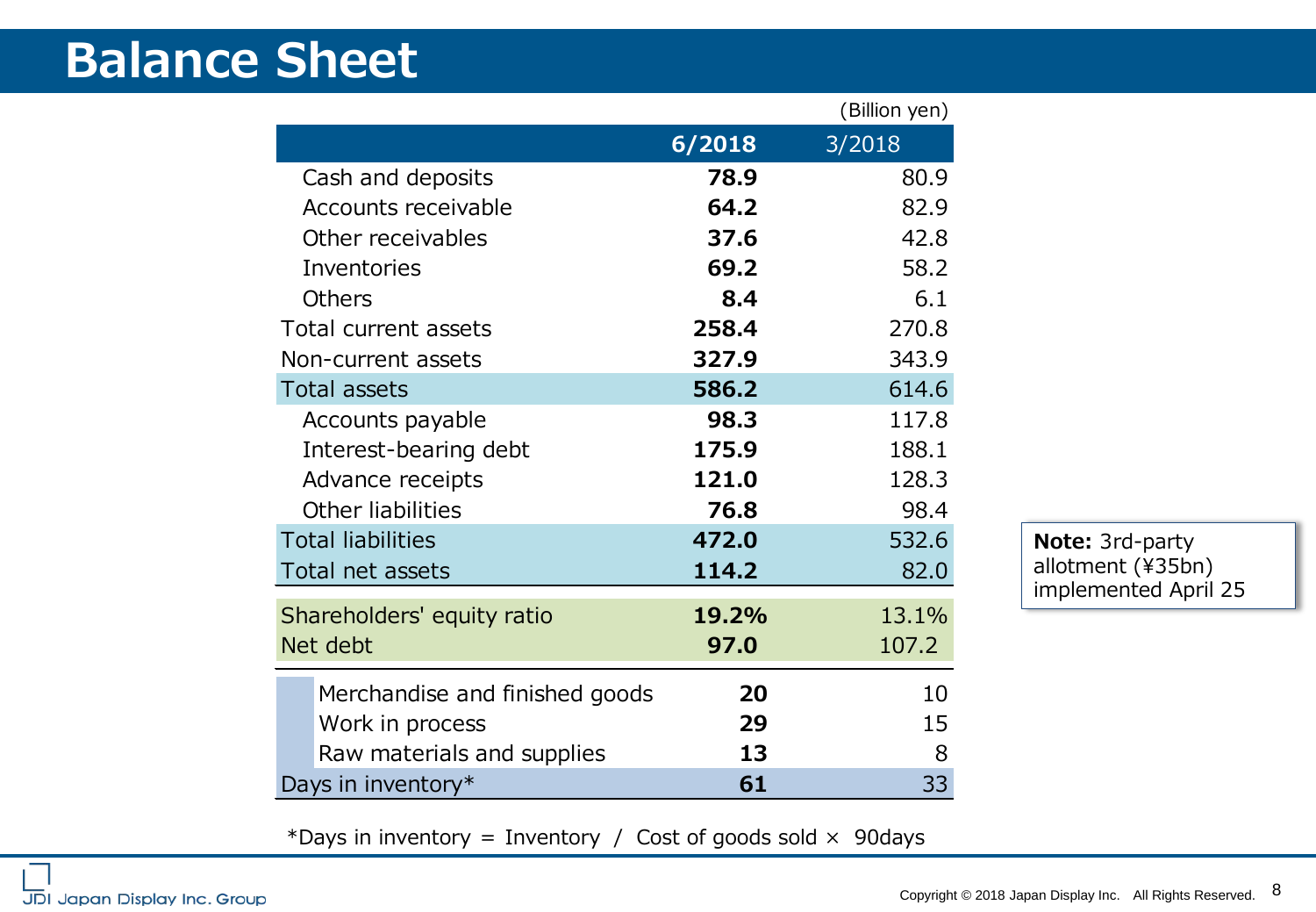# Balance Sheet

(Billion yen)

| | 6/2018 | 3/2018 |
|---|---|---|
| Cash and deposits | **78.9** | 80.9 |
| Accounts receivable | **64.2** | 82.9 |
| Other receivables | **37.6** | 42.8 |
| Inventories | **69.2** | 58.2 |
| Others | **8.4** | 6.1 |
| Total current assets | **258.4** | 270.8 |
| Non-current assets | **327.9** | 343.9 |
| Total assets | **586.2** | 614.6 |
| Accounts payable | **98.3** | 117.8 |
| Interest-bearing debt | **175.9** | 188.1 |
| Advance receipts | **121.0** | 128.3 |
| Other liabilities | **76.8** | 98.4 |
| Total liabilities | **472.0** | 532.6 |
| Total net assets | **114.2** | 82.0 |
| Shareholders' equity ratio | **19.2%** | 13.1% |
| Net debt | **97.0** | 107.2 |
| Merchandise and finished goods | **20** | 10 |
| Work in process | **29** | 15 |
| Raw materials and supplies | **13** | 8 |
| Days in inventory* | **61** | 33 |

*Days in inventory = Inventory / Cost of goods sold × 90days

**Note:** 3rd-party allotment (¥35bn) implemented April 25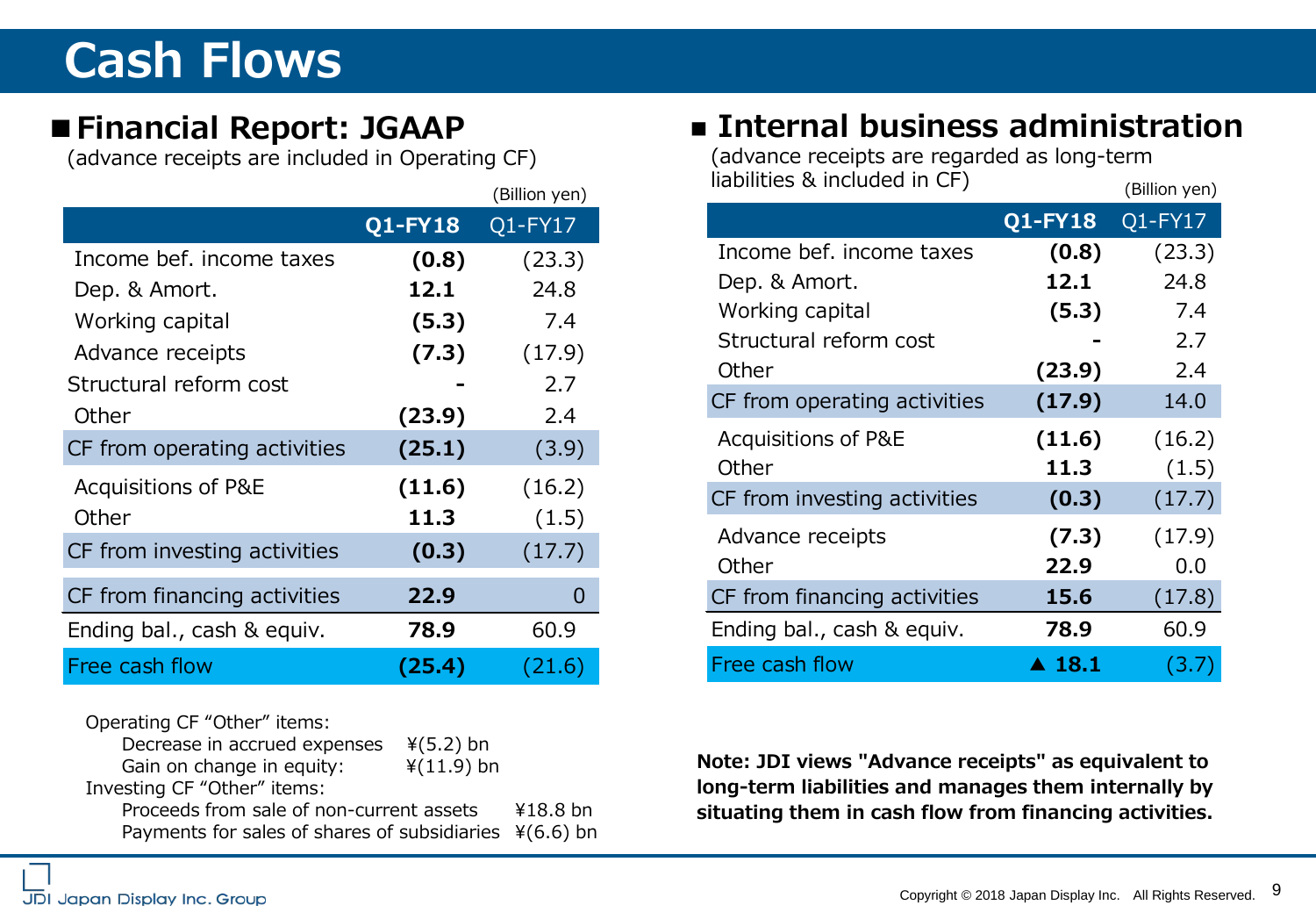# Cash Flows

## Financial Report: JGAAP

(advance receipts are included in Operating CF)

(Billion yen)

| | **Q1-FY18** | Q1-FY17 |
|---|---|---|
| Income bef. income taxes | **(0.8)** | (23.3) |
| Dep. & Amort. | **12.1** | 24.8 |
| Working capital | **(5.3)** | 7.4 |
| Advance receipts | **(7.3)** | (17.9) |
| Structural reform cost | **-** | 2.7 |
| Other | **(23.9)** | 2.4 |
| CF from operating activities | **(25.1)** | (3.9) |
| Acquisitions of P&E | **(11.6)** | (16.2) |
| Other | **11.3** | (1.5) |
| CF from investing activities | **(0.3)** | (17.7) |
| CF from financing activities | **22.9** | 0 |
| Ending bal., cash & equiv. | **78.9** | 60.9 |
| Free cash flow | **(25.4)** | (21.6) |

Operating CF "Other" items:
- Decrease in accrued expenses ¥(5.2) bn
- Gain on change in equity: ¥(11.9) bn

Investing CF "Other" items:
- Proceeds from sale of non-current assets ¥18.8 bn
- Payments for sales of shares of subsidiaries ¥(6.6) bn

## Internal business administration

(advance receipts are regarded as long-term liabilities & included in CF)

(Billion yen)

| | **Q1-FY18** | Q1-FY17 |
|---|---|---|
| Income bef. income taxes | **(0.8)** | (23.3) |
| Dep. & Amort. | **12.1** | 24.8 |
| Working capital | **(5.3)** | 7.4 |
| Structural reform cost | **-** | 2.7 |
| Other | **(23.9)** | 2.4 |
| CF from operating activities | **(17.9)** | 14.0 |
| Acquisitions of P&E | **(11.6)** | (16.2) |
| Other | **11.3** | (1.5) |
| CF from investing activities | **(0.3)** | (17.7) |
| Advance receipts | **(7.3)** | (17.9) |
| Other | **22.9** | 0.0 |
| CF from financing activities | **15.6** | (17.8) |
| Ending bal., cash & equiv. | **78.9** | 60.9 |
| Free cash flow | **▲ 18.1** | (3.7) |

**Note: JDI views "Advance receipts" as equivalent to long-term liabilities and manages them internally by situating them in cash flow from financing activities.**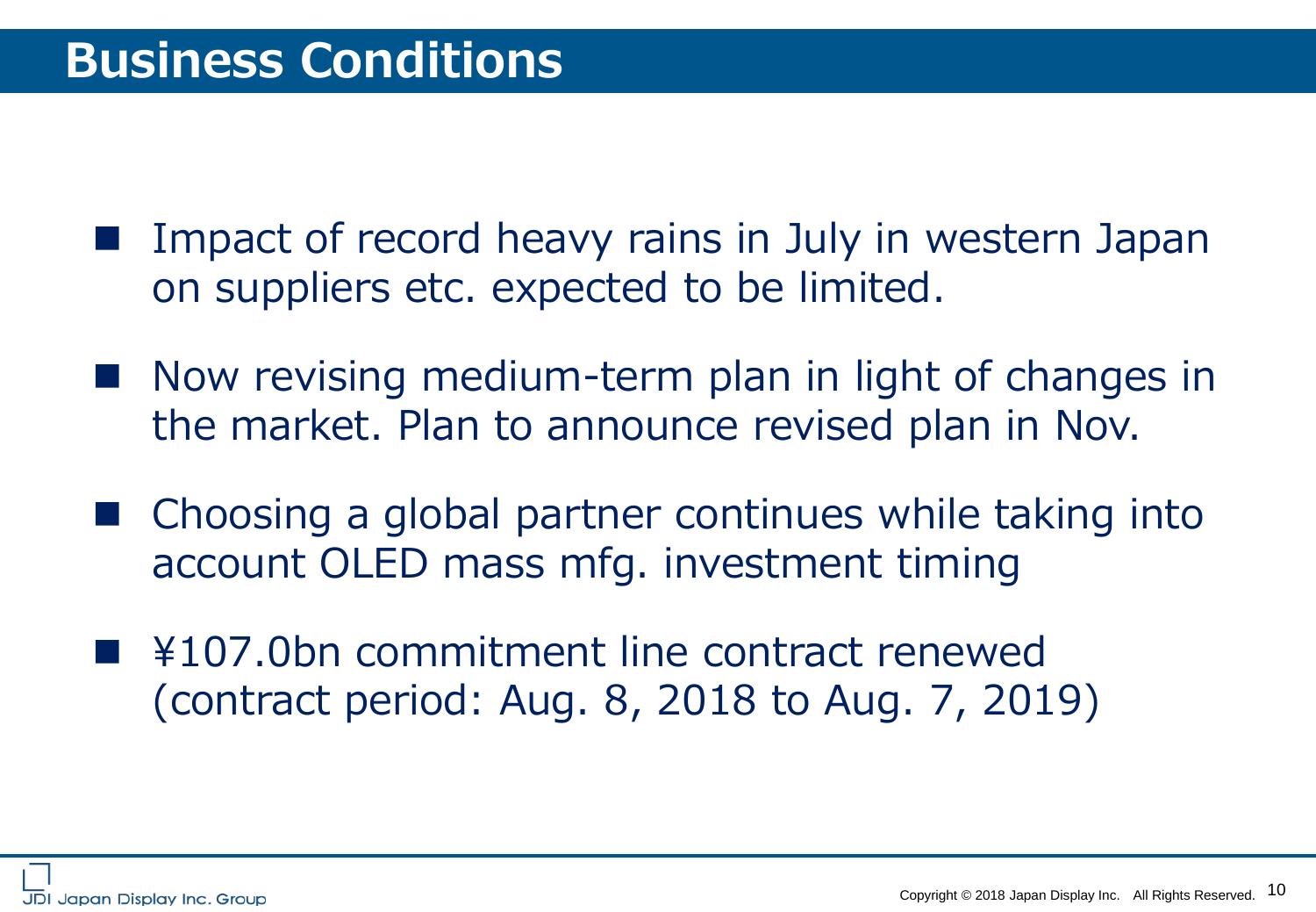# Business Conditions

- Impact of record heavy rains in July in western Japan on suppliers etc. expected to be limited.
- Now revising medium-term plan in light of changes in the market. Plan to announce revised plan in Nov.
- Choosing a global partner continues while taking into account OLED mass mfg. investment timing
- ¥107.0bn commitment line contract renewed (contract period: Aug. 8, 2018 to Aug. 7, 2019)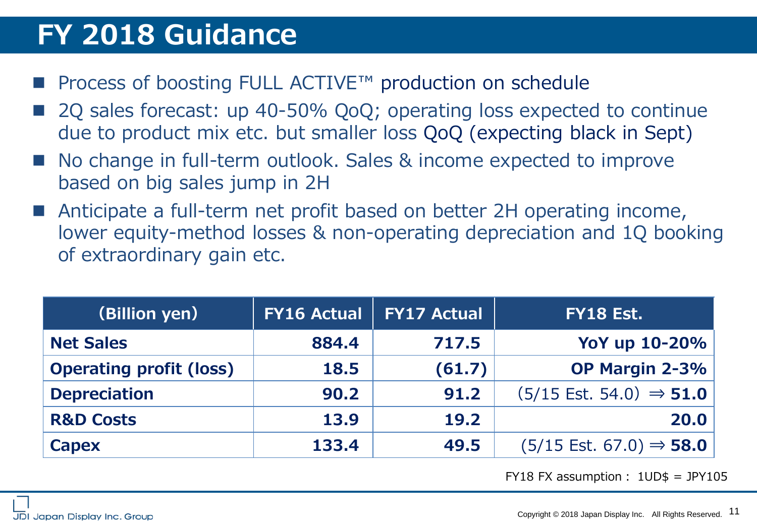# FY 2018 Guidance

- Process of boosting FULL ACTIVE™ production on schedule
- 2Q sales forecast: up 40-50% QoQ; operating loss expected to continue due to product mix etc. but smaller loss QoQ (expecting black in Sept)
- No change in full-term outlook. Sales & income expected to improve based on big sales jump in 2H
- Anticipate a full-term net profit based on better 2H operating income, lower equity-method losses & non-operating depreciation and 1Q booking of extraordinary gain etc.

| (Billion yen) | FY16 Actual | FY17 Actual | FY18 Est. |
|---|---|---|---|
| **Net Sales** | **884.4** | **717.5** | **YoY up 10-20%** |
| **Operating profit (loss)** | **18.5** | **(61.7)** | **OP Margin 2-3%** |
| **Depreciation** | **90.2** | **91.2** | (5/15 Est. 54.0) ⇒ **51.0** |
| **R&D Costs** | **13.9** | **19.2** | **20.0** |
| **Capex** | **133.4** | **49.5** | (5/15 Est. 67.0) ⇒ **58.0** |

FY18 FX assumption : 1UD$ = JPY105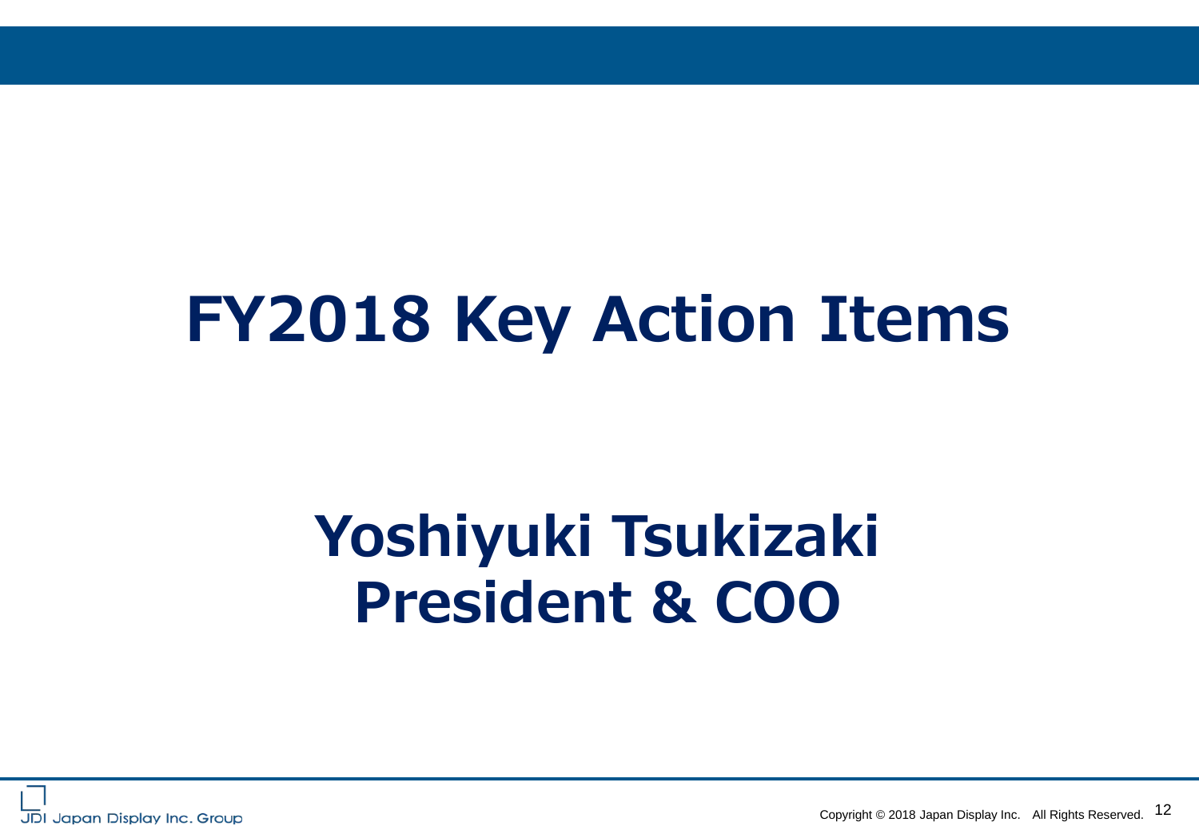# FY2018 Key Action Items

**Yoshiyuki Tsukizaki**
**President & COO**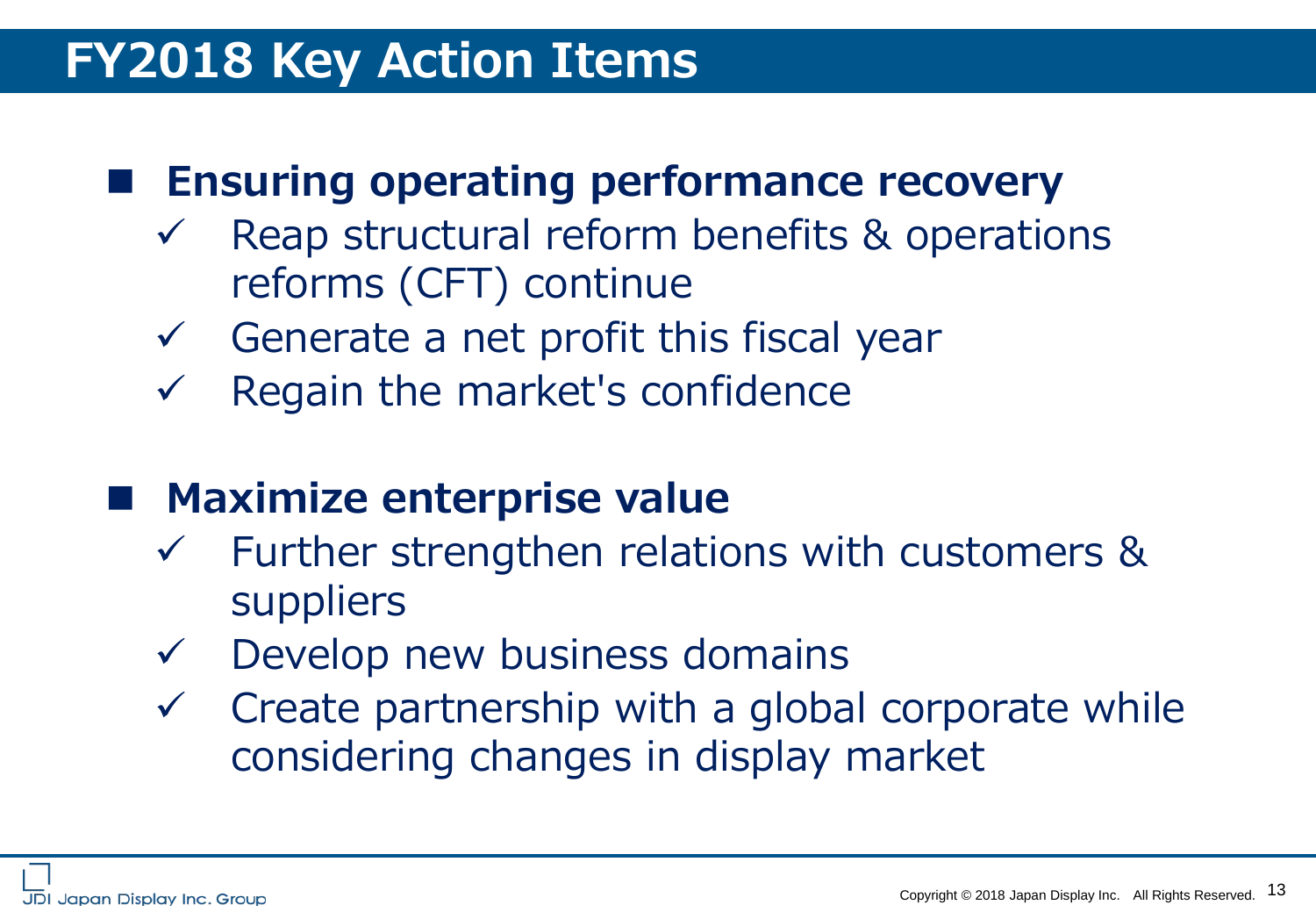# FY2018 Key Action Items

## Ensuring operating performance recovery

- ✓ Reap structural reform benefits & operations reforms (CFT) continue
- ✓ Generate a net profit this fiscal year
- ✓ Regain the market's confidence

## Maximize enterprise value

- ✓ Further strengthen relations with customers & suppliers
- ✓ Develop new business domains
- ✓ Create partnership with a global corporate while considering changes in display market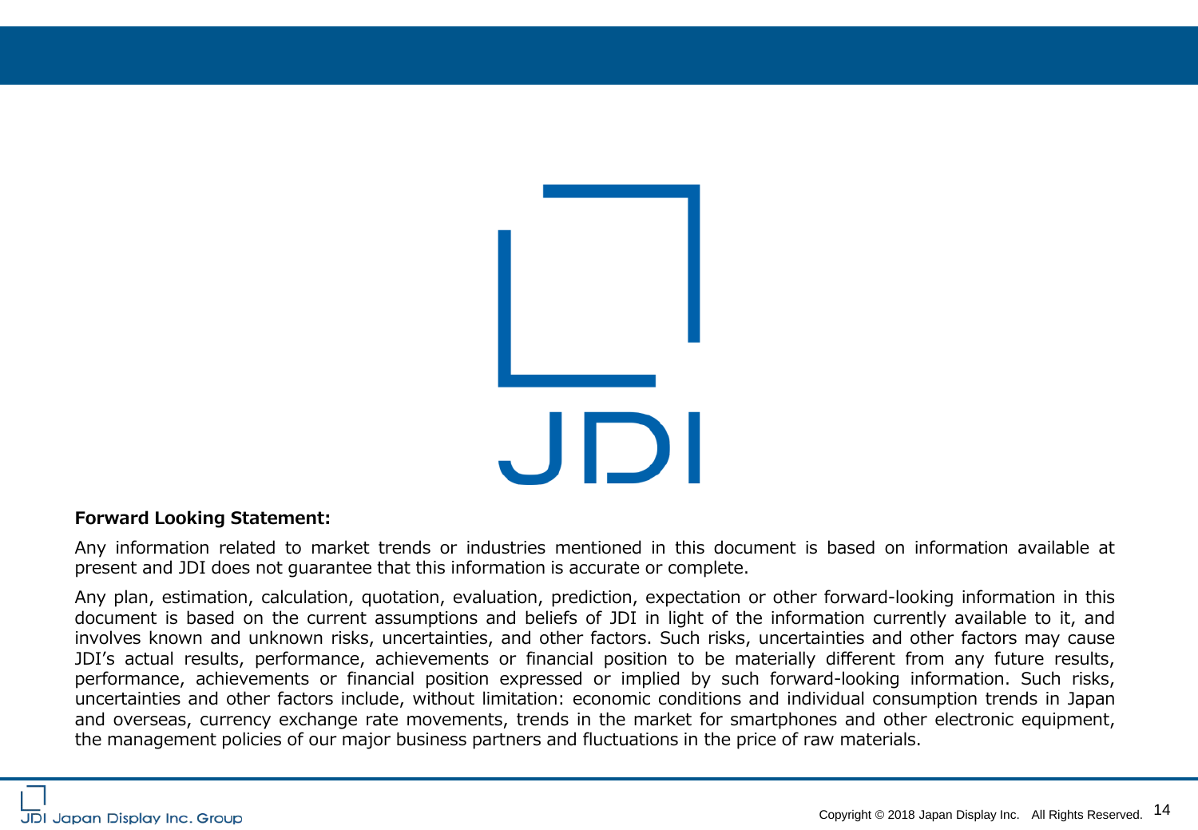**Forward Looking Statement:**

Any information related to market trends or industries mentioned in this document is based on information available at present and JDI does not guarantee that this information is accurate or complete.

Any plan, estimation, calculation, quotation, evaluation, prediction, expectation or other forward-looking information in this document is based on the current assumptions and beliefs of JDI in light of the information currently available to it, and involves known and unknown risks, uncertainties, and other factors. Such risks, uncertainties and other factors may cause JDI's actual results, performance, achievements or financial position to be materially different from any future results, performance, achievements or financial position expressed or implied by such forward-looking information. Such risks, uncertainties and other factors include, without limitation: economic conditions and individual consumption trends in Japan and overseas, currency exchange rate movements, trends in the market for smartphones and other electronic equipment, the management policies of our major business partners and fluctuations in the price of raw materials.